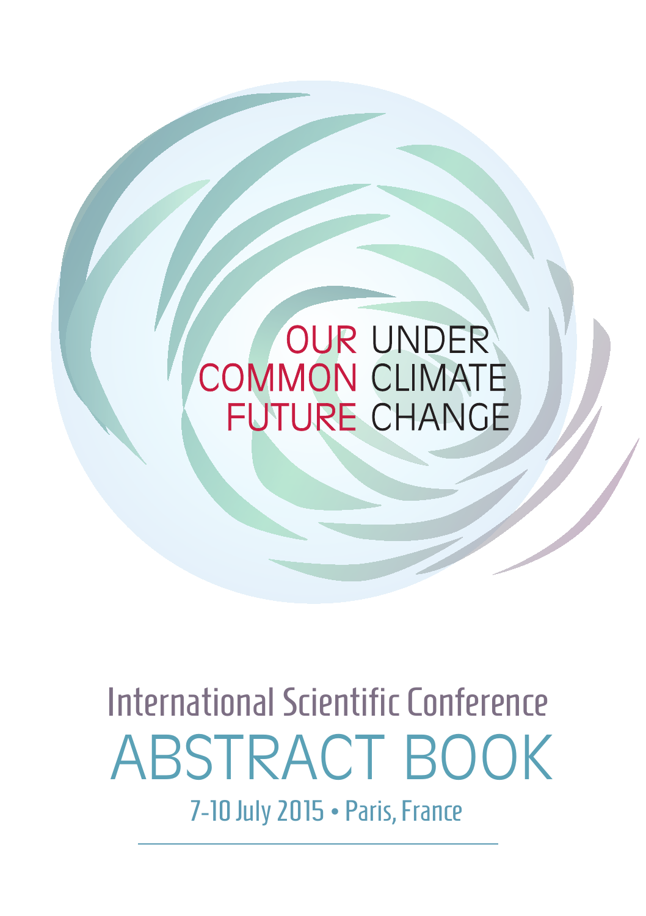# OUR COMMON FUTURE UNDER CLIMATE CHANGE

## International Scientific Conference

# ABSTRACT BOOK

7-10 July 2015 • Paris, France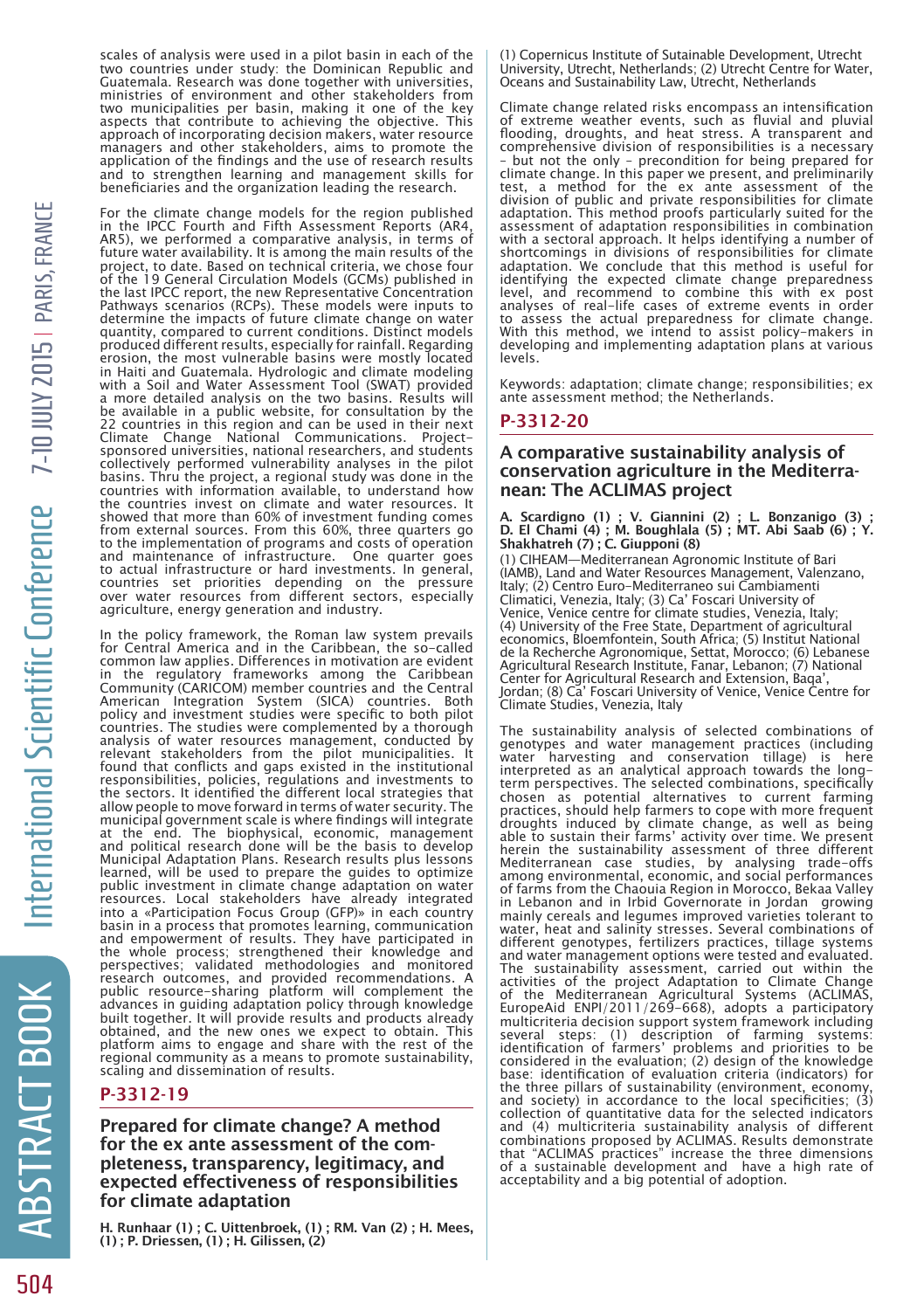scales of analysis were used in a pilot basin in each of the two countries under study: the Dominican Republic and Guatemala. Research was done together with universities, ministries of environment and other stakeholders from two municipalities per basin, making it one of the key aspects that contribute to achieving the objective. This approach of incorporating decision makers, water resource managers and other stakeholders, aims to promote the application of the findings and the use of research results and to strengthen learning and management skills for beneficiaries and the organization leading the research.

For the climate change models for the region published in the IPCC Fourth and Fifth Assessment Reports (AR4, AR5), we performed a comparative analysis, in terms of future water availability. It is among the main results of the project, to date. Based on technical criteria, we chose four of the 19 General Circulation Models (GCMs) published in the last IPCC report, the new Representative Concentration Pathways scenarios (RCPs). These models were inputs to determine the impacts of future climate change on water quantity, compared to current conditions. Distinct models produced different results, especially for rainfall. Regarding erosion, the most vulnerable basins were mostly located in Haiti and Guatemala. Hydrologic and climate modeling with a Soil and Water Assessment Tool (SWAT) provided a more detailed analysis on the two basins. Results will be available in a public website, for consultation by the 22 countries in this region and can be used in their next Climate Change National Communications. Project-sponsored universities, national researchers, and students collectively performed vulnerability analyses in the pilot basins. Thru the project, a regional study was done in the countries with information available, to understand how the countries invest on climate and water resources. It showed that more than 60% of investment funding comes from external sources. From this 60%, three quarters go to the implementation of programs and costs of operation and maintenance of infrastructure. One quarter goes to actual infrastructure or hard investments. In general, countries set priorities depending on the pressure over water resources from different sectors, especially agriculture, energy generation and industry.

In the policy framework, the Roman law system prevails for Central America and in the Caribbean, the so-called common law applies. Differences in motivation are evident in the regulatory frameworks among the Caribbean Community (CARICOM) member countries and the Central American Integration System (SICA) countries. Both policy and investment studies were specific to both pilot countries. The studies were complemented by a thorough analysis of water resources management, conducted by relevant stakeholders from the pilot municipalities. It found that conflicts and gaps existed in the institutional responsibilities, policies, regulations and investments to the sectors. It identified the different local strategies that allow people to move forward in terms of water security. The municipal government scale is where findings will integrate at the end. The biophysical, economic, management and political research done will be the basis to develop Municipal Adaptation Plans. Research results plus lessons learned, will be used to prepare the guides to optimize public investment in climate change adaptation on water resources. Local stakeholders have already integrated into a «Participation Focus Group (GFP)» in each country basin in a process that promotes learning, communication and empowerment of results. They have participated in the whole process; strengthened their knowledge and perspectives; validated methodologies and monitored research outcomes, and provided recommendations. A public resource-sharing platform will complement the advances in guiding adaptation policy through knowledge built together. It will provide results and products already obtained, and the new ones we expect to obtain. This platform aims to engage and share with the rest of the regional community as a means to promote sustainability, scaling and dissemination of results.

## P-3312-19

### Prepared for climate change? A method for the ex ante assessment of the completeness, transparency, legitimacy, and expected effectiveness of responsibilities for climate adaptation

**H. Runhaar (1) ; C. Uittenbroek, (1) ; RM. Van (2) ; H. Mees, (1) ; P. Driessen, (1) ; H. Gilissen, (2)**

(1) Copernicus Institute of Sutainable Development, Utrecht University, Utrecht, Netherlands; (2) Utrecht Centre for Water, Oceans and Sustainability Law, Utrecht, Netherlands

Climate change related risks encompass an intensification of extreme weather events, such as fluvial and pluvial flooding, droughts, and heat stress. A transparent and comprehensive division of responsibilities is a necessary – but not the only – precondition for being prepared for climate change. In this paper we present, and preliminarily test, a method for the ex ante assessment of the division of public and private responsibilities for climate adaptation. This method proofs particularly suited for the assessment of adaptation responsibilities in combination with a sectoral approach. It helps identifying a number of shortcomings in divisions of responsibilities for climate adaptation. We conclude that this method is useful for identifying the expected climate change preparedness level, and recommend to combine this with ex post analyses of real-life cases of extreme events in order to assess the actual preparedness for climate change. With this method, we intend to assist policy-makers in developing and implementing adaptation plans at various levels.

Keywords: adaptation; climate change; responsibilities; ex ante assessment method; the Netherlands.

## P-3312-20

### A comparative sustainability analysis of conservation agriculture in the Mediterranean: The ACLIMAS project

**A. Scardigno (1) ; V. Giannini (2) ; L. Bonzanigo (3) ; D. El Chami (4) ; M. Boughlala (5) ; MT. Abi Saab (6) ; Y. Shakhatreh (7) ; C. Giupponi (8)**

(1) CIHEAM—Mediterranean Agronomic Institute of Bari (IAMB), Land and Water Resources Management, Valenzano, Italy; (2) Centro Euro-Mediterraneo sui Cambiamenti Climatici, Venezia, Italy; (3) Ca' Foscari University of Venice, Venice centre for climate studies, Venezia, Italy; (4) University of the Free State, Department of agricultural economics, Bloemfontein, South Africa; (5) Institut National de la Recherche Agronomique, Settat, Morocco; (6) Lebanese Agricultural Research Institute, Fanar, Lebanon; (7) National Center for Agricultural Research and Extension, Baqa', Jordan; (8) Ca' Foscari University of Venice, Venice Centre for Climate Studies, Venezia, Italy

The sustainability analysis of selected combinations of genotypes and water management practices (including water harvesting and conservation tillage) is here interpreted as an analytical approach towards the long-term perspectives. The selected combinations, specifically chosen as potential alternatives to current farming practices, should help farmers to cope with more frequent droughts induced by climate change, as well as being able to sustain their farms' activity over time. We present herein the sustainability assessment of three different Mediterranean case studies, by analysing trade-offs among environmental, economic, and social performances of farms from the Chaouia Region in Morocco, Bekaa Valley in Lebanon and in Irbid Governorate in Jordan growing mainly cereals and legumes improved varieties tolerant to water, heat and salinity stresses. Several combinations of different genotypes, fertilizers practices, tillage systems and water management options were tested and evaluated. The sustainability assessment, carried out within the activities of the project Adaptation to Climate Change of the Mediterranean Agricultural Systems (ACLIMAS, EuropeAid ENPI/2011/269-668), adopts a participatory multicriteria decision support system framework including several steps: (1) description of farming systems: identification of farmers' problems and priorities to be considered in the evaluation; (2) design of the knowledge base: identification of evaluation criteria (indicators) for the three pillars of sustainability (environment, economy, and society) in accordance to the local specificities; (3) collection of quantitative data for the selected indicators and (4) multicriteria sustainability analysis of different combinations proposed by ACLIMAS. Results demonstrate that "ACLIMAS practices" increase the three dimensions of a sustainable development and have a high rate of acceptability and a big potential of adoption.